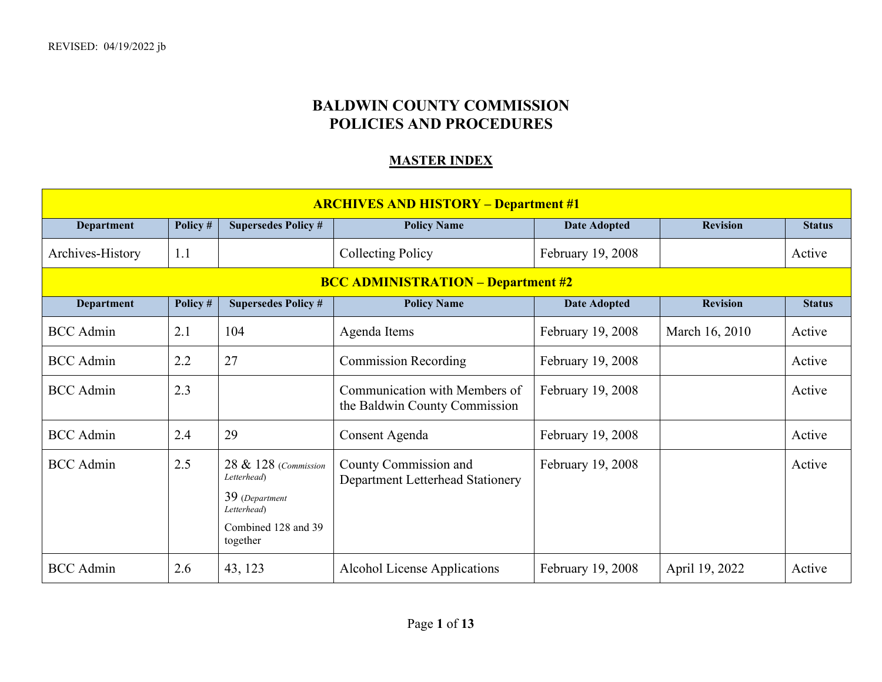REVISED: 04/19/2022 jb

# BALDWIN COUNTY COMMISSION
# POLICIES AND PROCEDURES

## MASTER INDEX

| ARCHIVES AND HISTORY – Department #1 | | | | | | |
|---|---|---|---|---|---|---|
| **Department** | **Policy #** | **Supersedes Policy #** | **Policy Name** | **Date Adopted** | **Revision** | **Status** |
| Archives-History | 1.1 | | Collecting Policy | February 19, 2008 | | Active |
| **BCC ADMINISTRATION – Department #2** | | | | | | |
| **Department** | **Policy #** | **Supersedes Policy #** | **Policy Name** | **Date Adopted** | **Revision** | **Status** |
| BCC Admin | 2.1 | 104 | Agenda Items | February 19, 2008 | March 16, 2010 | Active |
| BCC Admin | 2.2 | 27 | Commission Recording | February 19, 2008 | | Active |
| BCC Admin | 2.3 | | Communication with Members of the Baldwin County Commission | February 19, 2008 | | Active |
| BCC Admin | 2.4 | 29 | Consent Agenda | February 19, 2008 | | Active |
| BCC Admin | 2.5 | 28 & 128 (*Commission Letterhead*) 39 (*Department Letterhead*) Combined 128 and 39 together | County Commission and Department Letterhead Stationery | February 19, 2008 | | Active |
| BCC Admin | 2.6 | 43, 123 | Alcohol License Applications | February 19, 2008 | April 19, 2022 | Active |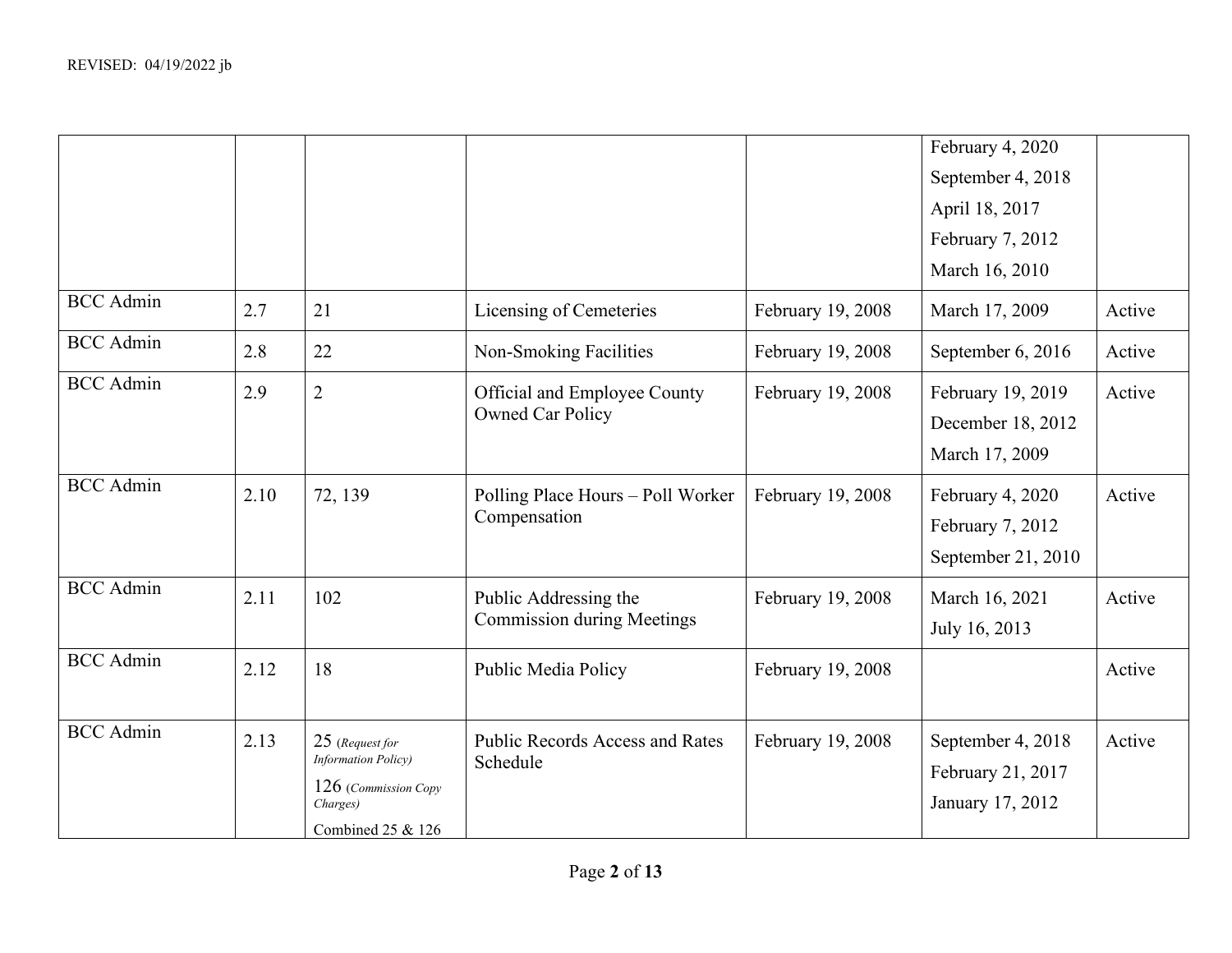REVISED: 04/19/2022 jb

| | | | | | | |
|---|---|---|---|---|---|---|
| | | | | | February 4, 2020<br>September 4, 2018<br>April 18, 2017<br>February 7, 2012<br>March 16, 2010 | |
| BCC Admin | 2.7 | 21 | Licensing of Cemeteries | February 19, 2008 | March 17, 2009 | Active |
| BCC Admin | 2.8 | 22 | Non-Smoking Facilities | February 19, 2008 | September 6, 2016 | Active |
| BCC Admin | 2.9 | 2 | Official and Employee County Owned Car Policy | February 19, 2008 | February 19, 2019<br>December 18, 2012<br>March 17, 2009 | Active |
| BCC Admin | 2.10 | 72, 139 | Polling Place Hours – Poll Worker Compensation | February 19, 2008 | February 4, 2020<br>February 7, 2012<br>September 21, 2010 | Active |
| BCC Admin | 2.11 | 102 | Public Addressing the Commission during Meetings | February 19, 2008 | March 16, 2021<br>July 16, 2013 | Active |
| BCC Admin | 2.12 | 18 | Public Media Policy | February 19, 2008 | | Active |
| BCC Admin | 2.13 | 25 *(Request for Information Policy)*<br>126 *(Commission Copy Charges)*<br>Combined 25 & 126 | Public Records Access and Rates Schedule | February 19, 2008 | September 4, 2018<br>February 21, 2017<br>January 17, 2012 | Active |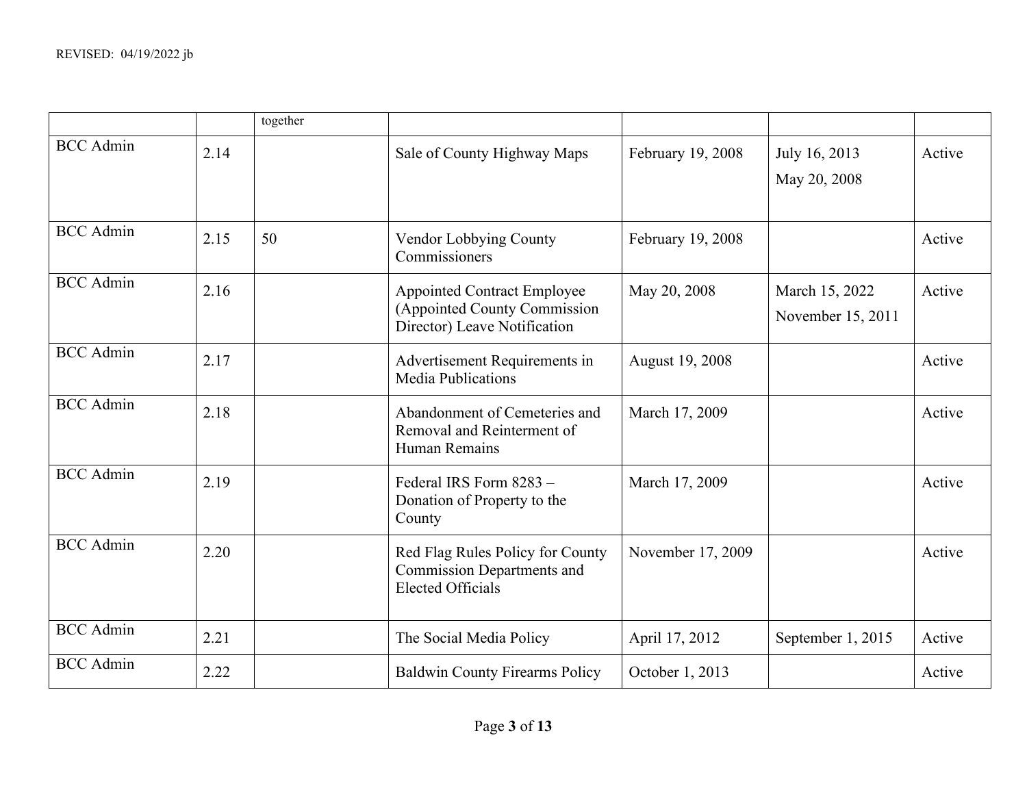| | | | | | | |
|---|---|---|---|---|---|---|
| | | together | | | | |
| BCC Admin | 2.14 | | Sale of County Highway Maps | February 19, 2008 | July 16, 2013<br>May 20, 2008 | Active |
| BCC Admin | 2.15 | 50 | Vendor Lobbying County Commissioners | February 19, 2008 | | Active |
| BCC Admin | 2.16 | | Appointed Contract Employee (Appointed County Commission Director) Leave Notification | May 20, 2008 | March 15, 2022<br>November 15, 2011 | Active |
| BCC Admin | 2.17 | | Advertisement Requirements in Media Publications | August 19, 2008 | | Active |
| BCC Admin | 2.18 | | Abandonment of Cemeteries and Removal and Reinterment of Human Remains | March 17, 2009 | | Active |
| BCC Admin | 2.19 | | Federal IRS Form 8283 – Donation of Property to the County | March 17, 2009 | | Active |
| BCC Admin | 2.20 | | Red Flag Rules Policy for County Commission Departments and Elected Officials | November 17, 2009 | | Active |
| BCC Admin | 2.21 | | The Social Media Policy | April 17, 2012 | September 1, 2015 | Active |
| BCC Admin | 2.22 | | Baldwin County Firearms Policy | October 1, 2013 | | Active |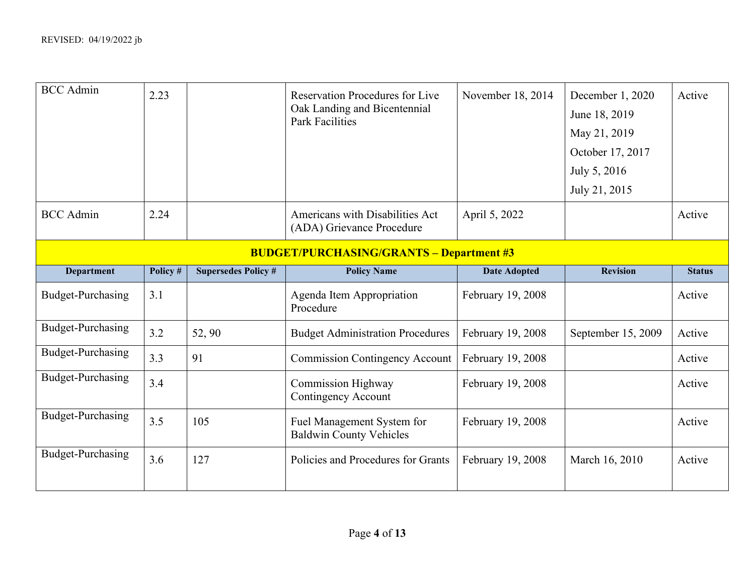| Department | Policy # | Supersedes Policy # | Policy Name | Date Adopted | Revision | Status |
|---|---|---|---|---|---|---|
| BCC Admin | 2.23 | | Reservation Procedures for Live Oak Landing and Bicentennial Park Facilities | November 18, 2014 | December 1, 2020<br>June 18, 2019<br>May 21, 2019<br>October 17, 2017<br>July 5, 2016<br>July 21, 2015 | Active |
| BCC Admin | 2.24 | | Americans with Disabilities Act (ADA) Grievance Procedure | April 5, 2022 | | Active |
| **BUDGET/PURCHASING/GRANTS – Department #3** | | | | | | |
| **Department** | **Policy #** | **Supersedes Policy #** | **Policy Name** | **Date Adopted** | **Revision** | **Status** |
| Budget-Purchasing | 3.1 | | Agenda Item Appropriation Procedure | February 19, 2008 | | Active |
| Budget-Purchasing | 3.2 | 52, 90 | Budget Administration Procedures | February 19, 2008 | September 15, 2009 | Active |
| Budget-Purchasing | 3.3 | 91 | Commission Contingency Account | February 19, 2008 | | Active |
| Budget-Purchasing | 3.4 | | Commission Highway Contingency Account | February 19, 2008 | | Active |
| Budget-Purchasing | 3.5 | 105 | Fuel Management System for Baldwin County Vehicles | February 19, 2008 | | Active |
| Budget-Purchasing | 3.6 | 127 | Policies and Procedures for Grants | February 19, 2008 | March 16, 2010 | Active |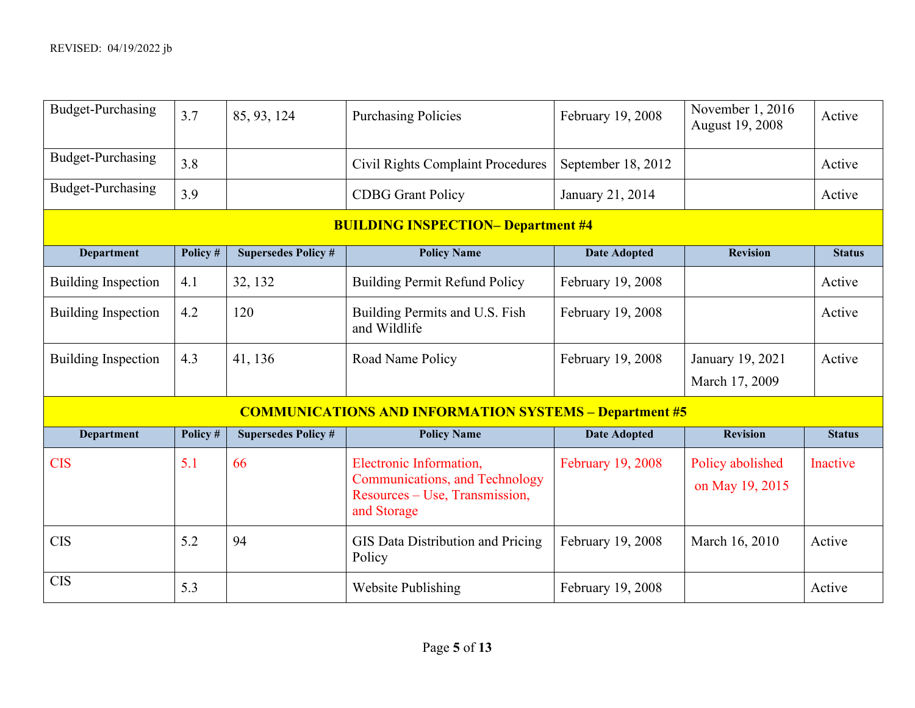REVISED: 04/19/2022 jb

| Department | Policy # | Supersedes Policy # | Policy Name | Date Adopted | Revision | Status |
|---|---|---|---|---|---|---|
| Budget-Purchasing | 3.7 | 85, 93, 124 | Purchasing Policies | February 19, 2008 | November 1, 2016<br>August 19, 2008 | Active |
| Budget-Purchasing | 3.8 | | Civil Rights Complaint Procedures | September 18, 2012 | | Active |
| Budget-Purchasing | 3.9 | | CDBG Grant Policy | January 21, 2014 | | Active |

**BUILDING INSPECTION– Department #4**

| Department | Policy # | Supersedes Policy # | Policy Name | Date Adopted | Revision | Status |
|---|---|---|---|---|---|---|
| Building Inspection | 4.1 | 32, 132 | Building Permit Refund Policy | February 19, 2008 | | Active |
| Building Inspection | 4.2 | 120 | Building Permits and U.S. Fish and Wildlife | February 19, 2008 | | Active |
| Building Inspection | 4.3 | 41, 136 | Road Name Policy | February 19, 2008 | January 19, 2021<br>March 17, 2009 | Active |

**COMMUNICATIONS AND INFORMATION SYSTEMS – Department #5**

| Department | Policy # | Supersedes Policy # | Policy Name | Date Adopted | Revision | Status |
|---|---|---|---|---|---|---|
| CIS | 5.1 | 66 | Electronic Information, Communications, and Technology Resources – Use, Transmission, and Storage | February 19, 2008 | Policy abolished on May 19, 2015 | Inactive |
| CIS | 5.2 | 94 | GIS Data Distribution and Pricing Policy | February 19, 2008 | March 16, 2010 | Active |
| CIS | 5.3 | | Website Publishing | February 19, 2008 | | Active |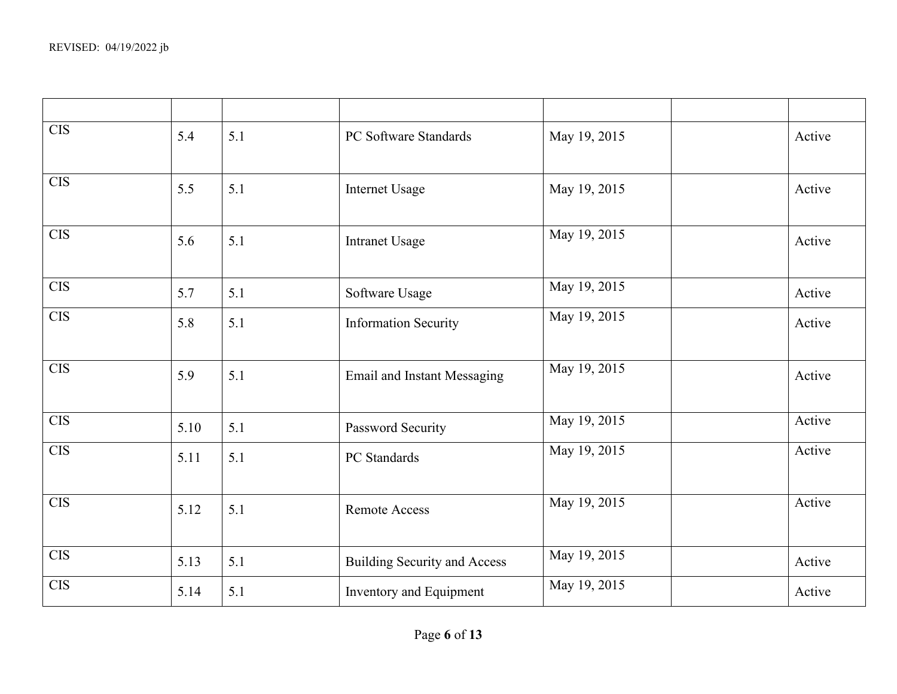| | | | | | | |
|---|---|---|---|---|---|---|
| CIS | 5.4 | 5.1 | PC Software Standards | May 19, 2015 | | Active |
| CIS | 5.5 | 5.1 | Internet Usage | May 19, 2015 | | Active |
| CIS | 5.6 | 5.1 | Intranet Usage | May 19, 2015 | | Active |
| CIS | 5.7 | 5.1 | Software Usage | May 19, 2015 | | Active |
| CIS | 5.8 | 5.1 | Information Security | May 19, 2015 | | Active |
| CIS | 5.9 | 5.1 | Email and Instant Messaging | May 19, 2015 | | Active |
| CIS | 5.10 | 5.1 | Password Security | May 19, 2015 | | Active |
| CIS | 5.11 | 5.1 | PC Standards | May 19, 2015 | | Active |
| CIS | 5.12 | 5.1 | Remote Access | May 19, 2015 | | Active |
| CIS | 5.13 | 5.1 | Building Security and Access | May 19, 2015 | | Active |
| CIS | 5.14 | 5.1 | Inventory and Equipment | May 19, 2015 | | Active |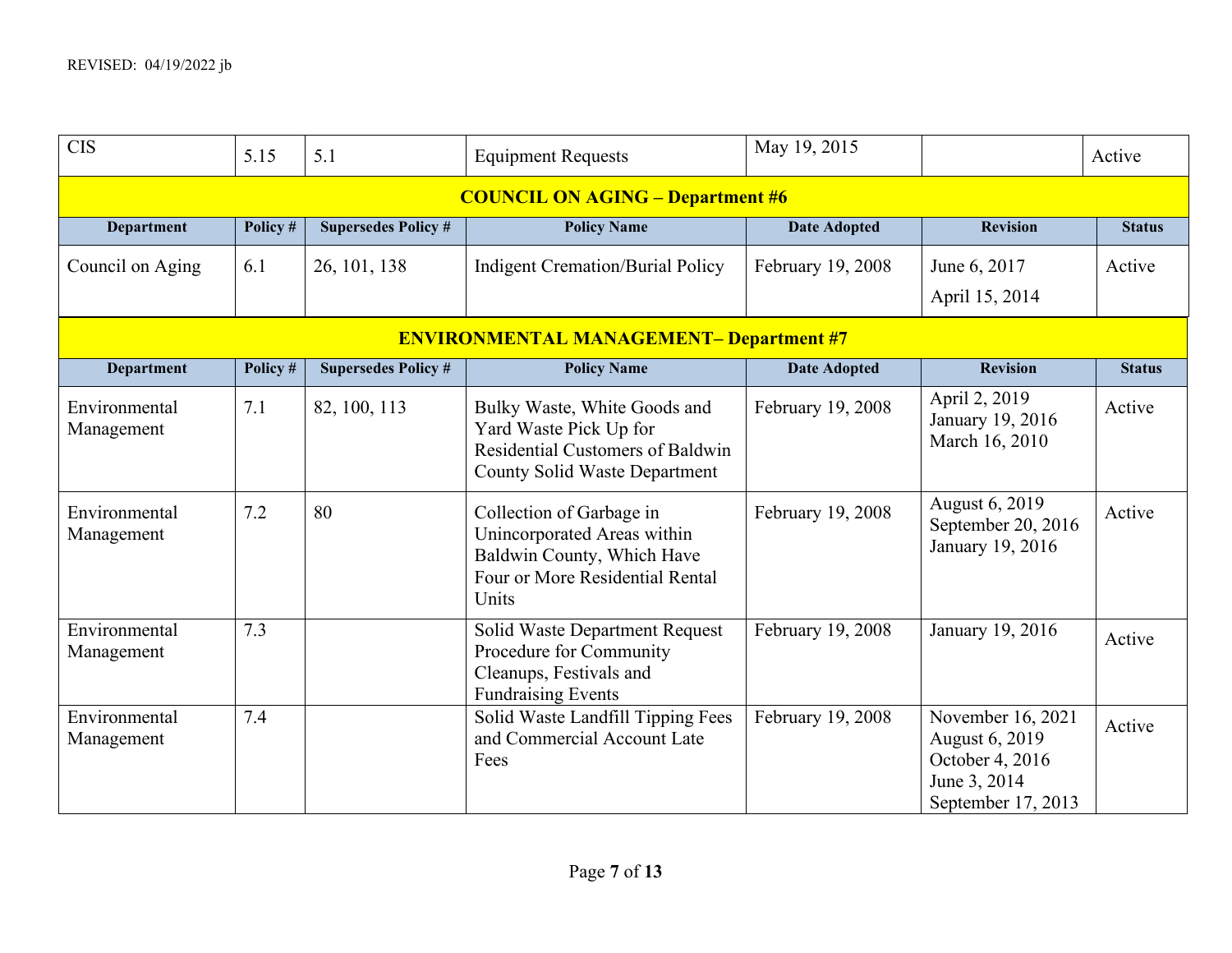REVISED: 04/19/2022 jb

| CIS | 5.15 | 5.1 | Equipment Requests | May 19, 2015 | | Active |
|---|---|---|---|---|---|---|

**COUNCIL ON AGING – Department #6**

| Department | Policy # | Supersedes Policy # | Policy Name | Date Adopted | Revision | Status |
|---|---|---|---|---|---|---|
| Council on Aging | 6.1 | 26, 101, 138 | Indigent Cremation/Burial Policy | February 19, 2008 | June 6, 2017<br>April 15, 2014 | Active |

**ENVIRONMENTAL MANAGEMENT– Department #7**

| Department | Policy # | Supersedes Policy # | Policy Name | Date Adopted | Revision | Status |
|---|---|---|---|---|---|---|
| Environmental Management | 7.1 | 82, 100, 113 | Bulky Waste, White Goods and Yard Waste Pick Up for Residential Customers of Baldwin County Solid Waste Department | February 19, 2008 | April 2, 2019<br>January 19, 2016<br>March 16, 2010 | Active |
| Environmental Management | 7.2 | 80 | Collection of Garbage in Unincorporated Areas within Baldwin County, Which Have Four or More Residential Rental Units | February 19, 2008 | August 6, 2019<br>September 20, 2016<br>January 19, 2016 | Active |
| Environmental Management | 7.3 | | Solid Waste Department Request Procedure for Community Cleanups, Festivals and Fundraising Events | February 19, 2008 | January 19, 2016 | Active |
| Environmental Management | 7.4 | | Solid Waste Landfill Tipping Fees and Commercial Account Late Fees | February 19, 2008 | November 16, 2021<br>August 6, 2019<br>October 4, 2016<br>June 3, 2014<br>September 17, 2013 | Active |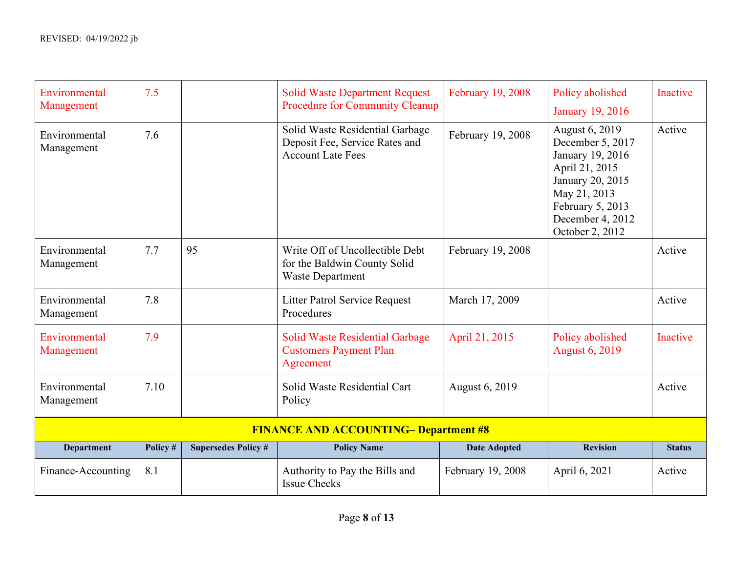REVISED: 04/19/2022 jb

| Department | Policy # | Supersedes Policy # | Policy Name | Date Adopted | Revision | Status |
|---|---|---|---|---|---|---|
| Environmental Management | 7.5 | | Solid Waste Department Request Procedure for Community Cleanup | February 19, 2008 | Policy abolished January 19, 2016 | Inactive |
| Environmental Management | 7.6 | | Solid Waste Residential Garbage Deposit Fee, Service Rates and Account Late Fees | February 19, 2008 | August 6, 2019<br>December 5, 2017<br>January 19, 2016<br>April 21, 2015<br>January 20, 2015<br>May 21, 2013<br>February 5, 2013<br>December 4, 2012<br>October 2, 2012 | Active |
| Environmental Management | 7.7 | 95 | Write Off of Uncollectible Debt for the Baldwin County Solid Waste Department | February 19, 2008 | | Active |
| Environmental Management | 7.8 | | Litter Patrol Service Request Procedures | March 17, 2009 | | Active |
| Environmental Management | 7.9 | | Solid Waste Residential Garbage Customers Payment Plan Agreement | April 21, 2015 | Policy abolished August 6, 2019 | Inactive |
| Environmental Management | 7.10 | | Solid Waste Residential Cart Policy | August 6, 2019 | | Active |

**FINANCE AND ACCOUNTING– Department #8**

| Department | Policy # | Supersedes Policy # | Policy Name | Date Adopted | Revision | Status |
|---|---|---|---|---|---|---|
| Finance-Accounting | 8.1 | | Authority to Pay the Bills and Issue Checks | February 19, 2008 | April 6, 2021 | Active |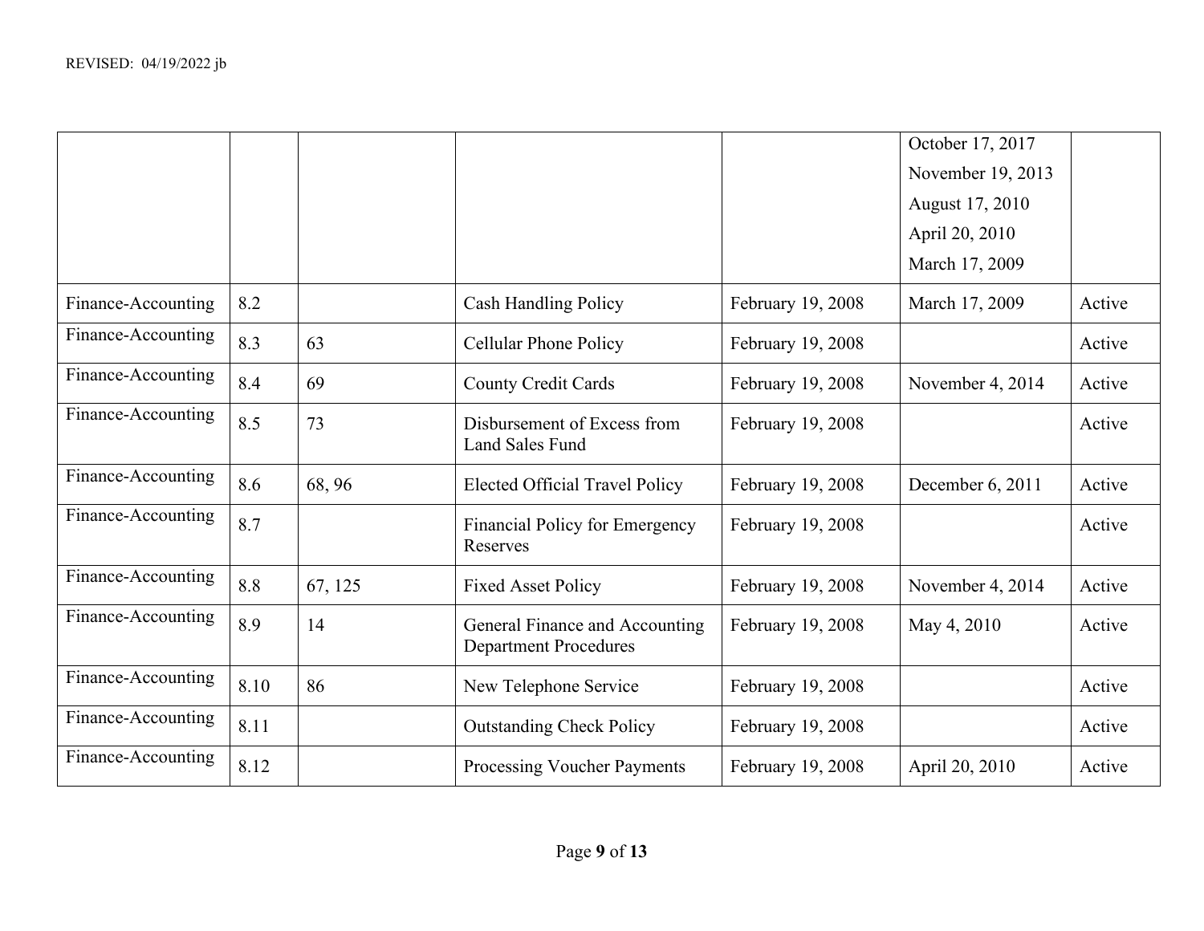REVISED: 04/19/2022 jb

| | | | | | | |
|---|---|---|---|---|---|---|
| | | | | | October 17, 2017<br>November 19, 2013<br>August 17, 2010<br>April 20, 2010<br>March 17, 2009 | |
| Finance-Accounting | 8.2 | | Cash Handling Policy | February 19, 2008 | March 17, 2009 | Active |
| Finance-Accounting | 8.3 | 63 | Cellular Phone Policy | February 19, 2008 | | Active |
| Finance-Accounting | 8.4 | 69 | County Credit Cards | February 19, 2008 | November 4, 2014 | Active |
| Finance-Accounting | 8.5 | 73 | Disbursement of Excess from Land Sales Fund | February 19, 2008 | | Active |
| Finance-Accounting | 8.6 | 68, 96 | Elected Official Travel Policy | February 19, 2008 | December 6, 2011 | Active |
| Finance-Accounting | 8.7 | | Financial Policy for Emergency Reserves | February 19, 2008 | | Active |
| Finance-Accounting | 8.8 | 67, 125 | Fixed Asset Policy | February 19, 2008 | November 4, 2014 | Active |
| Finance-Accounting | 8.9 | 14 | General Finance and Accounting Department Procedures | February 19, 2008 | May 4, 2010 | Active |
| Finance-Accounting | 8.10 | 86 | New Telephone Service | February 19, 2008 | | Active |
| Finance-Accounting | 8.11 | | Outstanding Check Policy | February 19, 2008 | | Active |
| Finance-Accounting | 8.12 | | Processing Voucher Payments | February 19, 2008 | April 20, 2010 | Active |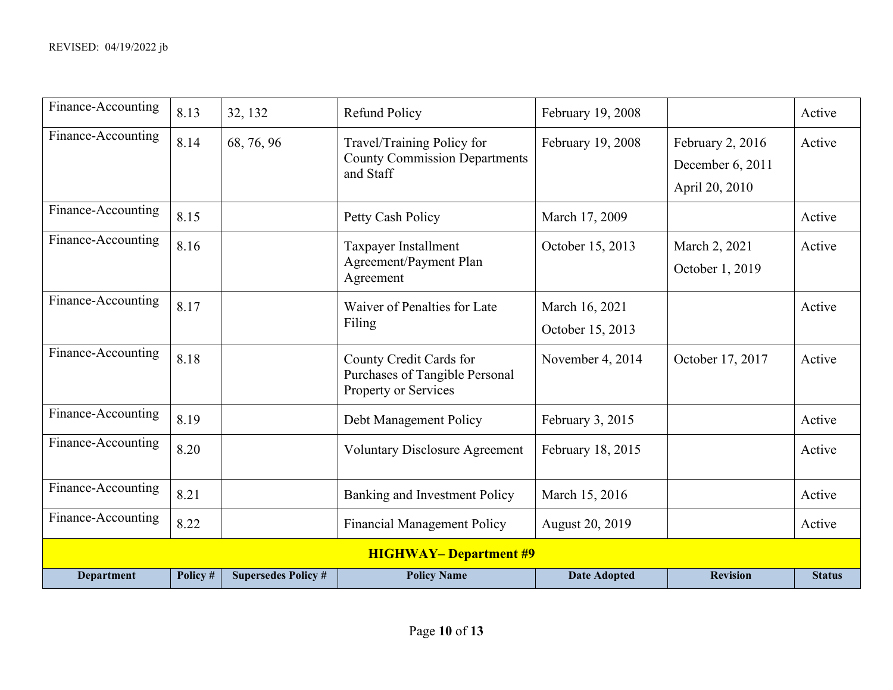REVISED: 04/19/2022 jb

| Department | Policy # | Supersedes Policy # | Policy Name | Date Adopted | Revision | Status |
|---|---|---|---|---|---|---|
| Finance-Accounting | 8.13 | 32, 132 | Refund Policy | February 19, 2008 | | Active |
| Finance-Accounting | 8.14 | 68, 76, 96 | Travel/Training Policy for County Commission Departments and Staff | February 19, 2008 | February 2, 2016<br>December 6, 2011<br>April 20, 2010 | Active |
| Finance-Accounting | 8.15 | | Petty Cash Policy | March 17, 2009 | | Active |
| Finance-Accounting | 8.16 | | Taxpayer Installment Agreement/Payment Plan Agreement | October 15, 2013 | March 2, 2021<br>October 1, 2019 | Active |
| Finance-Accounting | 8.17 | | Waiver of Penalties for Late Filing | March 16, 2021<br>October 15, 2013 | | Active |
| Finance-Accounting | 8.18 | | County Credit Cards for Purchases of Tangible Personal Property or Services | November 4, 2014 | October 17, 2017 | Active |
| Finance-Accounting | 8.19 | | Debt Management Policy | February 3, 2015 | | Active |
| Finance-Accounting | 8.20 | | Voluntary Disclosure Agreement | February 18, 2015 | | Active |
| Finance-Accounting | 8.21 | | Banking and Investment Policy | March 15, 2016 | | Active |
| Finance-Accounting | 8.22 | | Financial Management Policy | August 20, 2019 | | Active |
| **HIGHWAY– Department #9** | | | | | | |
| **Department** | **Policy #** | **Supersedes Policy #** | **Policy Name** | **Date Adopted** | **Revision** | **Status** |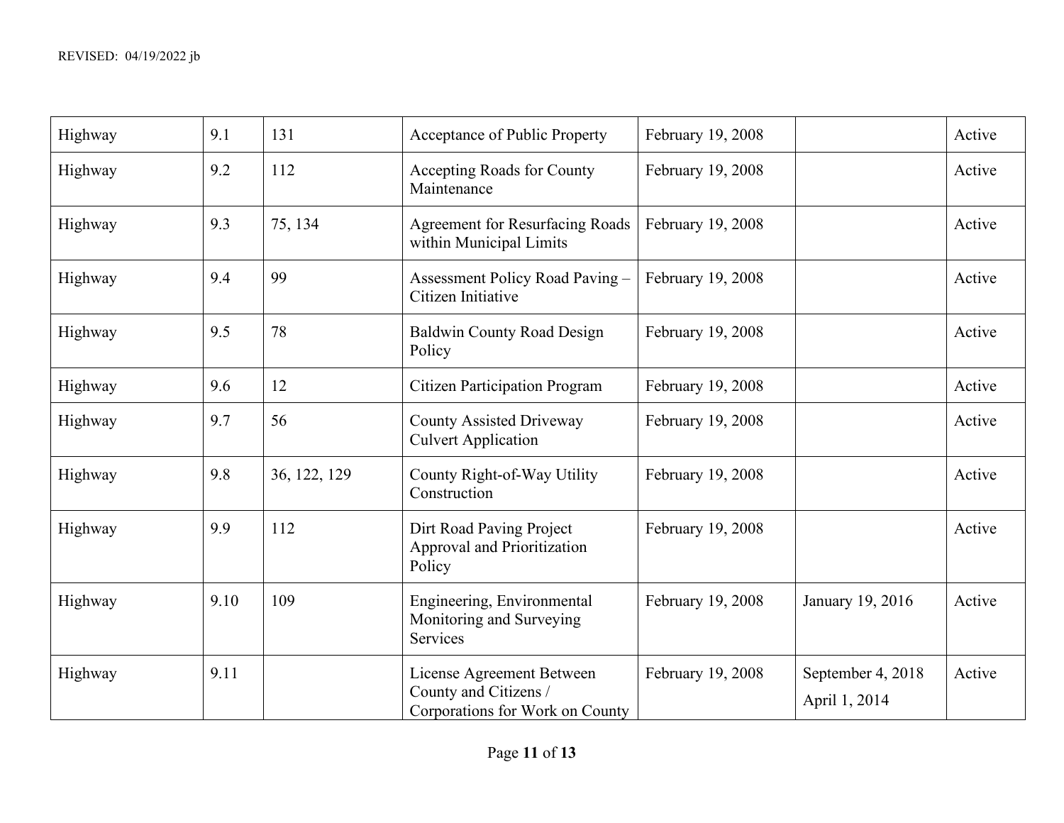| | | | | | | |
|---|---|---|---|---|---|---|
| Highway | 9.1 | 131 | Acceptance of Public Property | February 19, 2008 | | Active |
| Highway | 9.2 | 112 | Accepting Roads for County Maintenance | February 19, 2008 | | Active |
| Highway | 9.3 | 75, 134 | Agreement for Resurfacing Roads within Municipal Limits | February 19, 2008 | | Active |
| Highway | 9.4 | 99 | Assessment Policy Road Paving – Citizen Initiative | February 19, 2008 | | Active |
| Highway | 9.5 | 78 | Baldwin County Road Design Policy | February 19, 2008 | | Active |
| Highway | 9.6 | 12 | Citizen Participation Program | February 19, 2008 | | Active |
| Highway | 9.7 | 56 | County Assisted Driveway Culvert Application | February 19, 2008 | | Active |
| Highway | 9.8 | 36, 122, 129 | County Right-of-Way Utility Construction | February 19, 2008 | | Active |
| Highway | 9.9 | 112 | Dirt Road Paving Project Approval and Prioritization Policy | February 19, 2008 | | Active |
| Highway | 9.10 | 109 | Engineering, Environmental Monitoring and Surveying Services | February 19, 2008 | January 19, 2016 | Active |
| Highway | 9.11 | | License Agreement Between County and Citizens / Corporations for Work on County | February 19, 2008 | September 4, 2018<br>April 1, 2014 | Active |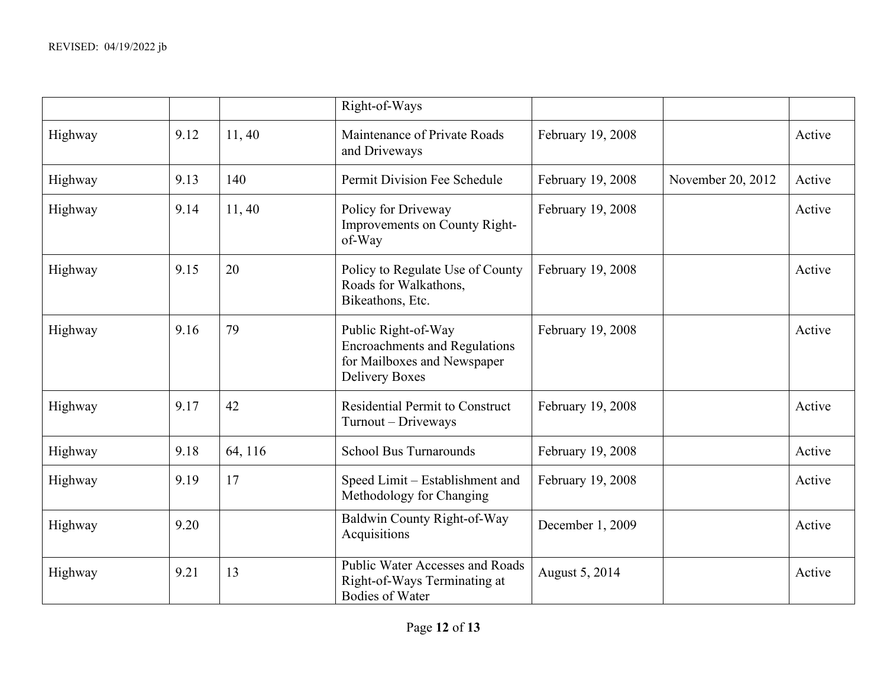| | | | Right-of-Ways | | | |
|---|---|---|---|---|---|---|
| Highway | 9.12 | 11, 40 | Maintenance of Private Roads and Driveways | February 19, 2008 | | Active |
| Highway | 9.13 | 140 | Permit Division Fee Schedule | February 19, 2008 | November 20, 2012 | Active |
| Highway | 9.14 | 11, 40 | Policy for Driveway Improvements on County Right-of-Way | February 19, 2008 | | Active |
| Highway | 9.15 | 20 | Policy to Regulate Use of County Roads for Walkathons, Bikeathons, Etc. | February 19, 2008 | | Active |
| Highway | 9.16 | 79 | Public Right-of-Way Encroachments and Regulations for Mailboxes and Newspaper Delivery Boxes | February 19, 2008 | | Active |
| Highway | 9.17 | 42 | Residential Permit to Construct Turnout – Driveways | February 19, 2008 | | Active |
| Highway | 9.18 | 64, 116 | School Bus Turnarounds | February 19, 2008 | | Active |
| Highway | 9.19 | 17 | Speed Limit – Establishment and Methodology for Changing | February 19, 2008 | | Active |
| Highway | 9.20 | | Baldwin County Right-of-Way Acquisitions | December 1, 2009 | | Active |
| Highway | 9.21 | 13 | Public Water Accesses and Roads Right-of-Ways Terminating at Bodies of Water | August 5, 2014 | | Active |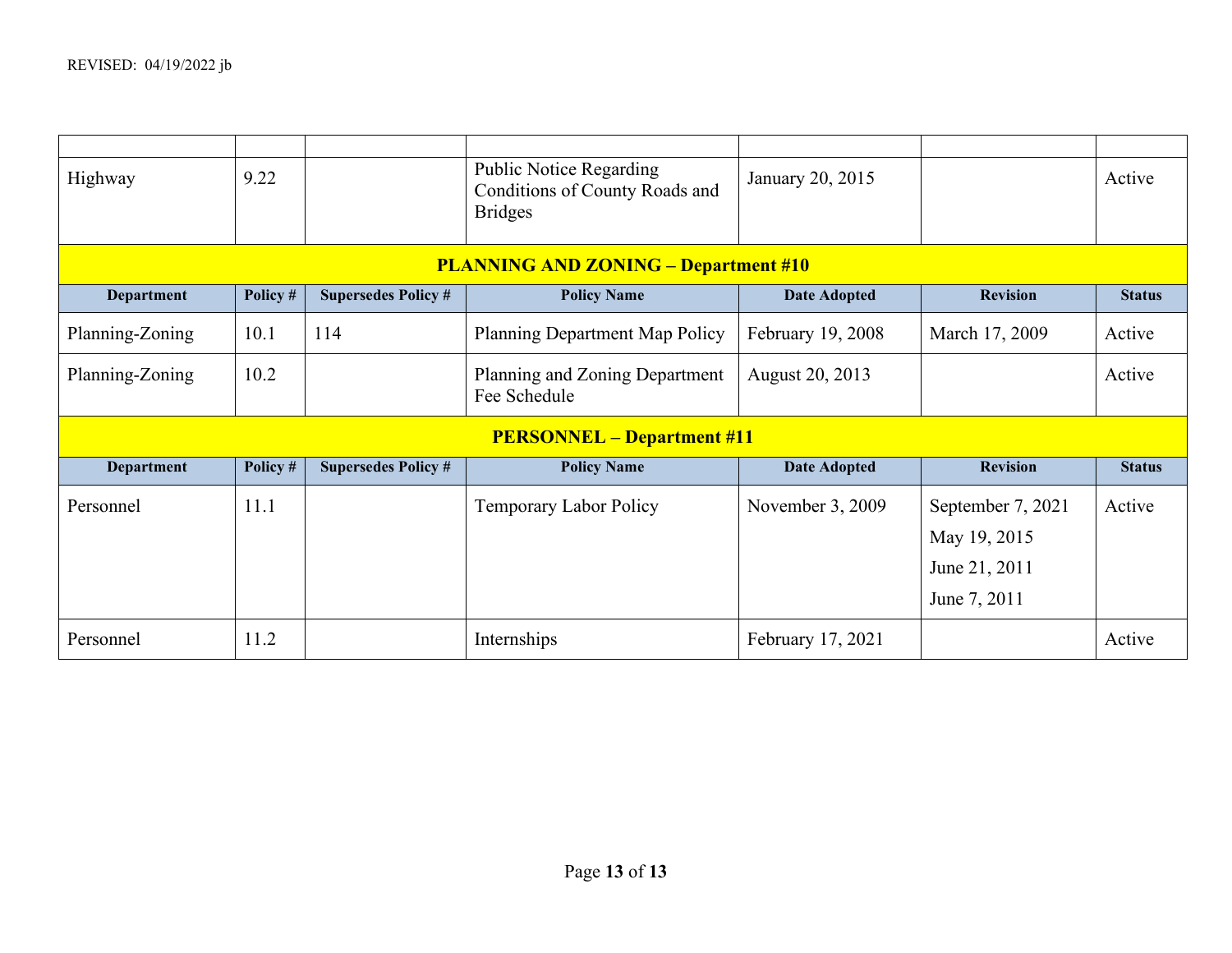| | | | | | | |
|---|---|---|---|---|---|---|
| | | | | | | |
| Highway | 9.22 | | Public Notice Regarding Conditions of County Roads and Bridges | January 20, 2015 | | Active |

## PLANNING AND ZONING – Department #10

| Department | Policy # | Supersedes Policy # | Policy Name | Date Adopted | Revision | Status |
|---|---|---|---|---|---|---|
| Planning-Zoning | 10.1 | 114 | Planning Department Map Policy | February 19, 2008 | March 17, 2009 | Active |
| Planning-Zoning | 10.2 | | Planning and Zoning Department Fee Schedule | August 20, 2013 | | Active |

## PERSONNEL – Department #11

| Department | Policy # | Supersedes Policy # | Policy Name | Date Adopted | Revision | Status |
|---|---|---|---|---|---|---|
| Personnel | 11.1 | | Temporary Labor Policy | November 3, 2009 | September 7, 2021<br>May 19, 2015<br>June 21, 2011<br>June 7, 2011 | Active |
| Personnel | 11.2 | | Internships | February 17, 2021 | | Active |